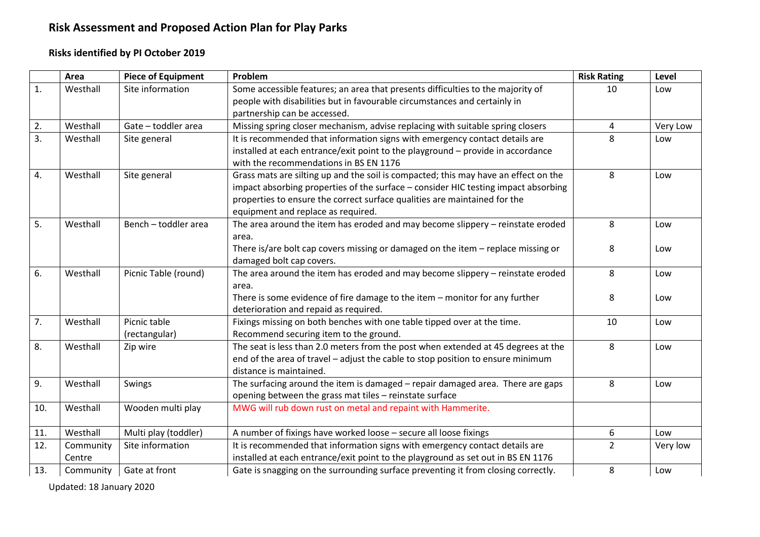# Risk Assessment and Proposed Action Plan for Play Parks

## Risks identified by PI October 2019

| | Area | Piece of Equipment | Problem | Risk Rating | Level |
|---|---|---|---|---|---|
| 1. | Westhall | Site information | Some accessible features; an area that presents difficulties to the majority of people with disabilities but in favourable circumstances and certainly in partnership can be accessed. | 10 | Low |
| 2. | Westhall | Gate – toddler area | Missing spring closer mechanism, advise replacing with suitable spring closers | 4 | Very Low |
| 3. | Westhall | Site general | It is recommended that information signs with emergency contact details are installed at each entrance/exit point to the playground – provide in accordance with the recommendations in BS EN 1176 | 8 | Low |
| 4. | Westhall | Site general | Grass mats are silting up and the soil is compacted; this may have an effect on the impact absorbing properties of the surface – consider HIC testing impact absorbing properties to ensure the correct surface qualities are maintained for the equipment and replace as required. | 8 | Low |
| 5. | Westhall | Bench – toddler area | The area around the item has eroded and may become slippery – reinstate eroded area.<br>There is/are bolt cap covers missing or damaged on the item – replace missing or damaged bolt cap covers. | 8<br>8 | Low<br>Low |
| 6. | Westhall | Picnic Table (round) | The area around the item has eroded and may become slippery – reinstate eroded area.<br>There is some evidence of fire damage to the item – monitor for any further deterioration and repaid as required. | 8<br>8 | Low<br>Low |
| 7. | Westhall | Picnic table (rectangular) | Fixings missing on both benches with one table tipped over at the time. Recommend securing item to the ground. | 10 | Low |
| 8. | Westhall | Zip wire | The seat is less than 2.0 meters from the post when extended at 45 degrees at the end of the area of travel – adjust the cable to stop position to ensure minimum distance is maintained. | 8 | Low |
| 9. | Westhall | Swings | The surfacing around the item is damaged – repair damaged area. There are gaps opening between the grass mat tiles – reinstate surface | 8 | Low |
| 10. | Westhall | Wooden multi play | MWG will rub down rust on metal and repaint with Hammerite. | | |
| 11. | Westhall | Multi play (toddler) | A number of fixings have worked loose – secure all loose fixings | 6 | Low |
| 12. | Community Centre | Site information | It is recommended that information signs with emergency contact details are installed at each entrance/exit point to the playground as set out in BS EN 1176 | 2 | Very low |
| 13. | Community | Gate at front | Gate is snagging on the surrounding surface preventing it from closing correctly. | 8 | Low |

Updated: 18 January 2020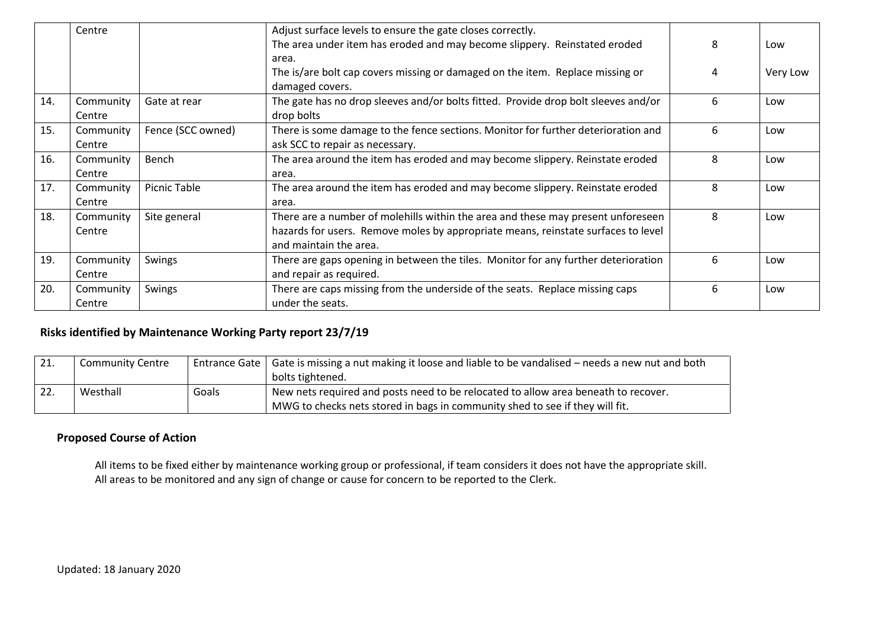| | | | | | |
|---|---|---|---|---|---|
| | Centre | | Adjust surface levels to ensure the gate closes correctly.<br>The area under item has eroded and may become slippery. Reinstated eroded area.<br>The is/are bolt cap covers missing or damaged on the item. Replace missing or damaged covers. | 8<br><br>4 | Low<br><br>Very Low |
| 14. | Community Centre | Gate at rear | The gate has no drop sleeves and/or bolts fitted. Provide drop bolt sleeves and/or drop bolts | 6 | Low |
| 15. | Community Centre | Fence (SCC owned) | There is some damage to the fence sections. Monitor for further deterioration and ask SCC to repair as necessary. | 6 | Low |
| 16. | Community Centre | Bench | The area around the item has eroded and may become slippery. Reinstate eroded area. | 8 | Low |
| 17. | Community Centre | Picnic Table | The area around the item has eroded and may become slippery. Reinstate eroded area. | 8 | Low |
| 18. | Community Centre | Site general | There are a number of molehills within the area and these may present unforeseen hazards for users. Remove moles by appropriate means, reinstate surfaces to level and maintain the area. | 8 | Low |
| 19. | Community Centre | Swings | There are gaps opening in between the tiles. Monitor for any further deterioration and repair as required. | 6 | Low |
| 20. | Community Centre | Swings | There are caps missing from the underside of the seats. Replace missing caps under the seats. | 6 | Low |

**Risks identified by Maintenance Working Party report 23/7/19**

| | | | |
|---|---|---|---|
| 21. | Community Centre | Entrance Gate | Gate is missing a nut making it loose and liable to be vandalised – needs a new nut and both bolts tightened. |
| 22. | Westhall | Goals | New nets required and posts need to be relocated to allow area beneath to recover.<br>MWG to checks nets stored in bags in community shed to see if they will fit. |

**Proposed Course of Action**

All items to be fixed either by maintenance working group or professional, if team considers it does not have the appropriate skill.
All areas to be monitored and any sign of change or cause for concern to be reported to the Clerk.

Updated: 18 January 2020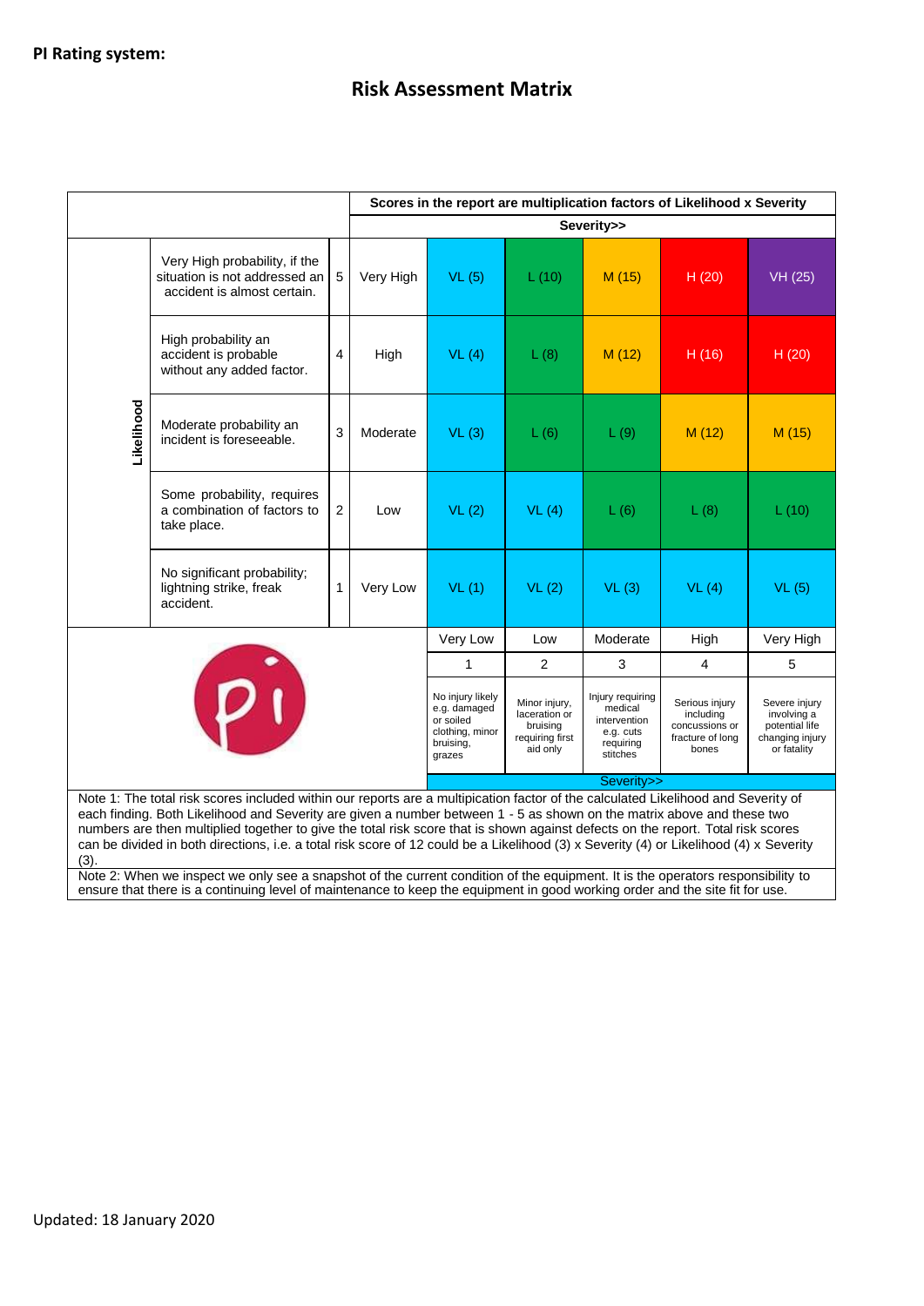**PI Rating system:**

## Risk Assessment Matrix

| | | | | Scores in the report are multiplication factors of Likelihood x Severity | | | | |
|---|---|---|---|---|---|---|---|---|
| | | | | Severity>> | | | | |
| Likelihood | Very High probability, if the situation is not addressed an accident is almost certain. | 5 | Very High | VL (5) | L (10) | M (15) | H (20) | VH (25) |
| | High probability an accident is probable without any added factor. | 4 | High | VL (4) | L (8) | M (12) | H (16) | H (20) |
| | Moderate probability an incident is foreseeable. | 3 | Moderate | VL (3) | L (6) | L (9) | M (12) | M (15) |
| | Some probability, requires a combination of factors to take place. | 2 | Low | VL (2) | VL (4) | L (6) | L (8) | L (10) |
| | No significant probability; lightning strike, freak accident. | 1 | Very Low | VL (1) | VL (2) | VL (3) | VL (4) | VL (5) |
| | | | | Very Low | Low | Moderate | High | Very High |
| | | | | 1 | 2 | 3 | 4 | 5 |
| | | | | No injury likely e.g. damaged or soiled clothing, minor bruising, grazes | Minor injury, laceration or bruising requiring first aid only | Injury requiring medical intervention e.g. cuts requiring stitches | Serious injury including concussions or fracture of long bones | Severe injury involving a potential life changing injury or fatality |
| | | | | Severity>> | | | | |

Note 1: The total risk scores included within our reports are a multipication factor of the calculated Likelihood and Severity of each finding. Both Likelihood and Severity are given a number between 1 - 5 as shown on the matrix above and these two numbers are then multiplied together to give the total risk score that is shown against defects on the report. Total risk scores can be divided in both directions, i.e. a total risk score of 12 could be a Likelihood (3) x Severity (4) or Likelihood (4) x Severity (3).

Note 2: When we inspect we only see a snapshot of the current condition of the equipment. It is the operators responsibility to ensure that there is a continuing level of maintenance to keep the equipment in good working order and the site fit for use.

Updated: 18 January 2020